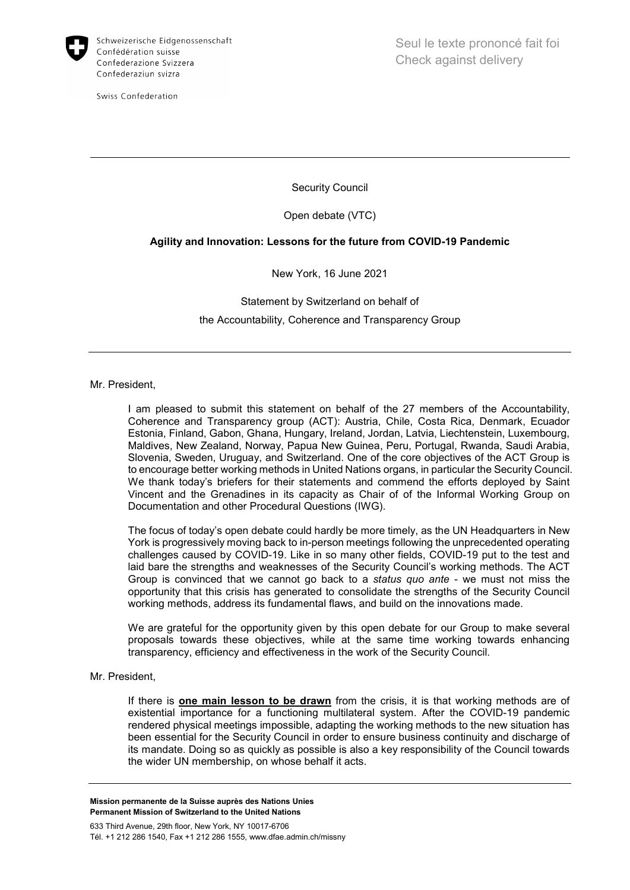Schweizerische Eidgenossenschaft
Confédération suisse
Confederazione Svizzera
Confederaziun svizra

Swiss Confederation

Seul le texte prononcé fait foi
Check against delivery

---

Security Council

Open debate (VTC)

**Agility and Innovation: Lessons for the future from COVID-19 Pandemic**

New York, 16 June 2021

Statement by Switzerland on behalf of
the Accountability, Coherence and Transparency Group

---

Mr. President,

I am pleased to submit this statement on behalf of the 27 members of the Accountability, Coherence and Transparency group (ACT): Austria, Chile, Costa Rica, Denmark, Ecuador Estonia, Finland, Gabon, Ghana, Hungary, Ireland, Jordan, Latvia, Liechtenstein, Luxembourg, Maldives, New Zealand, Norway, Papua New Guinea, Peru, Portugal, Rwanda, Saudi Arabia, Slovenia, Sweden, Uruguay, and Switzerland. One of the core objectives of the ACT Group is to encourage better working methods in United Nations organs, in particular the Security Council. We thank today's briefers for their statements and commend the efforts deployed by Saint Vincent and the Grenadines in its capacity as Chair of of the Informal Working Group on Documentation and other Procedural Questions (IWG).

The focus of today's open debate could hardly be more timely, as the UN Headquarters in New York is progressively moving back to in-person meetings following the unprecedented operating challenges caused by COVID-19. Like in so many other fields, COVID-19 put to the test and laid bare the strengths and weaknesses of the Security Council's working methods. The ACT Group is convinced that we cannot go back to a *status quo ante* - we must not miss the opportunity that this crisis has generated to consolidate the strengths of the Security Council working methods, address its fundamental flaws, and build on the innovations made.

We are grateful for the opportunity given by this open debate for our Group to make several proposals towards these objectives, while at the same time working towards enhancing transparency, efficiency and effectiveness in the work of the Security Council.

Mr. President,

If there is **one main lesson to be drawn** from the crisis, it is that working methods are of existential importance for a functioning multilateral system. After the COVID-19 pandemic rendered physical meetings impossible, adapting the working methods to the new situation has been essential for the Security Council in order to ensure business continuity and discharge of its mandate. Doing so as quickly as possible is also a key responsibility of the Council towards the wider UN membership, on whose behalf it acts.

---

**Mission permanente de la Suisse auprès des Nations Unies**
**Permanent Mission of Switzerland to the United Nations**

633 Third Avenue, 29th floor, New York, NY 10017-6706
Tél. +1 212 286 1540, Fax +1 212 286 1555, www.dfae.admin.ch/missny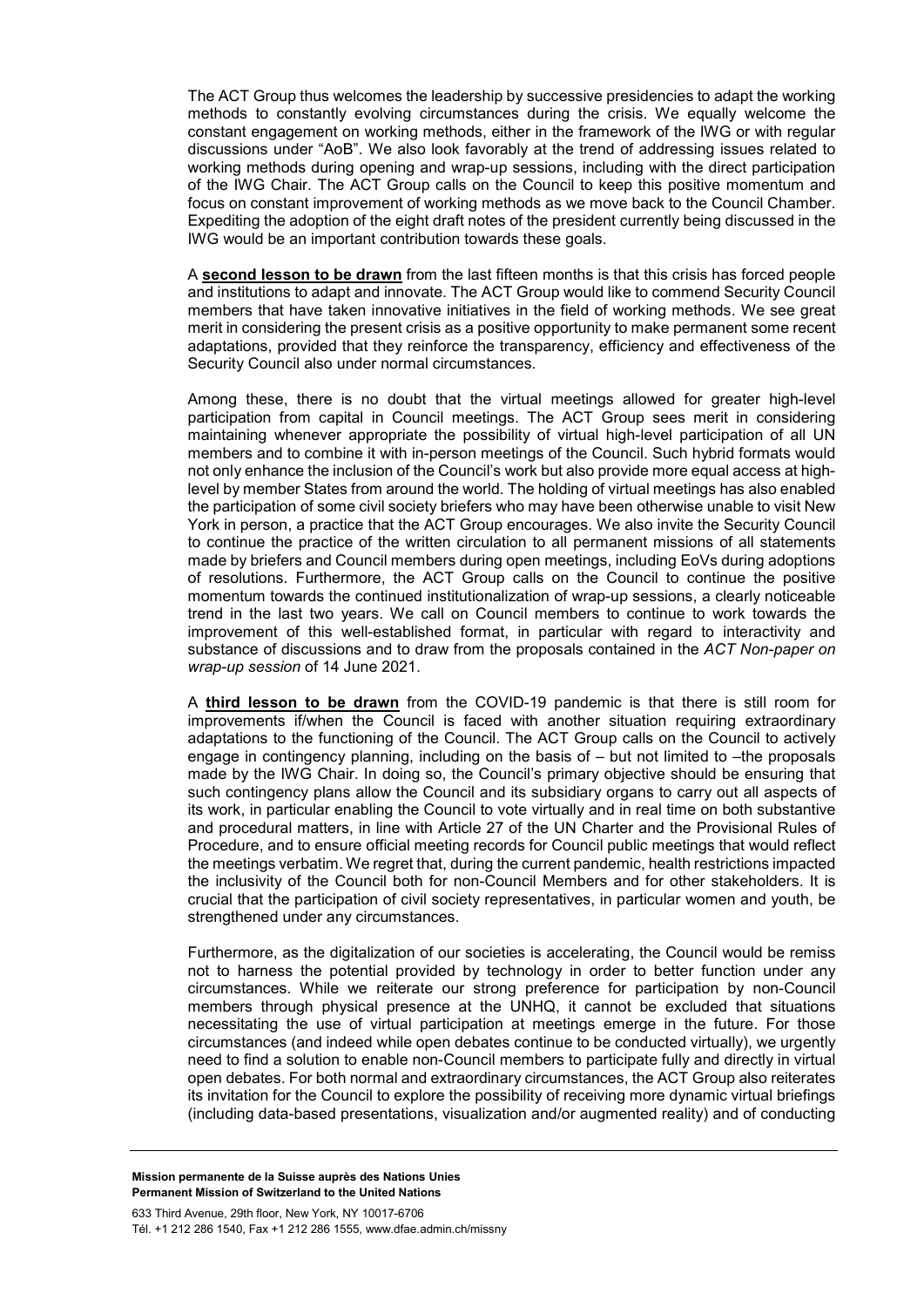The ACT Group thus welcomes the leadership by successive presidencies to adapt the working methods to constantly evolving circumstances during the crisis. We equally welcome the constant engagement on working methods, either in the framework of the IWG or with regular discussions under "AoB". We also look favorably at the trend of addressing issues related to working methods during opening and wrap-up sessions, including with the direct participation of the IWG Chair. The ACT Group calls on the Council to keep this positive momentum and focus on constant improvement of working methods as we move back to the Council Chamber. Expediting the adoption of the eight draft notes of the president currently being discussed in the IWG would be an important contribution towards these goals.

A **second lesson to be drawn** from the last fifteen months is that this crisis has forced people and institutions to adapt and innovate. The ACT Group would like to commend Security Council members that have taken innovative initiatives in the field of working methods. We see great merit in considering the present crisis as a positive opportunity to make permanent some recent adaptations, provided that they reinforce the transparency, efficiency and effectiveness of the Security Council also under normal circumstances.

Among these, there is no doubt that the virtual meetings allowed for greater high-level participation from capital in Council meetings. The ACT Group sees merit in considering maintaining whenever appropriate the possibility of virtual high-level participation of all UN members and to combine it with in-person meetings of the Council. Such hybrid formats would not only enhance the inclusion of the Council's work but also provide more equal access at high-level by member States from around the world. The holding of virtual meetings has also enabled the participation of some civil society briefers who may have been otherwise unable to visit New York in person, a practice that the ACT Group encourages. We also invite the Security Council to continue the practice of the written circulation to all permanent missions of all statements made by briefers and Council members during open meetings, including EoVs during adoptions of resolutions. Furthermore, the ACT Group calls on the Council to continue the positive momentum towards the continued institutionalization of wrap-up sessions, a clearly noticeable trend in the last two years. We call on Council members to continue to work towards the improvement of this well-established format, in particular with regard to interactivity and substance of discussions and to draw from the proposals contained in the *ACT Non-paper on wrap-up session* of 14 June 2021.

A **third lesson to be drawn** from the COVID-19 pandemic is that there is still room for improvements if/when the Council is faced with another situation requiring extraordinary adaptations to the functioning of the Council. The ACT Group calls on the Council to actively engage in contingency planning, including on the basis of – but not limited to –the proposals made by the IWG Chair. In doing so, the Council's primary objective should be ensuring that such contingency plans allow the Council and its subsidiary organs to carry out all aspects of its work, in particular enabling the Council to vote virtually and in real time on both substantive and procedural matters, in line with Article 27 of the UN Charter and the Provisional Rules of Procedure, and to ensure official meeting records for Council public meetings that would reflect the meetings verbatim. We regret that, during the current pandemic, health restrictions impacted the inclusivity of the Council both for non-Council Members and for other stakeholders. It is crucial that the participation of civil society representatives, in particular women and youth, be strengthened under any circumstances.

Furthermore, as the digitalization of our societies is accelerating, the Council would be remiss not to harness the potential provided by technology in order to better function under any circumstances. While we reiterate our strong preference for participation by non-Council members through physical presence at the UNHQ, it cannot be excluded that situations necessitating the use of virtual participation at meetings emerge in the future. For those circumstances (and indeed while open debates continue to be conducted virtually), we urgently need to find a solution to enable non-Council members to participate fully and directly in virtual open debates. For both normal and extraordinary circumstances, the ACT Group also reiterates its invitation for the Council to explore the possibility of receiving more dynamic virtual briefings (including data-based presentations, visualization and/or augmented reality) and of conducting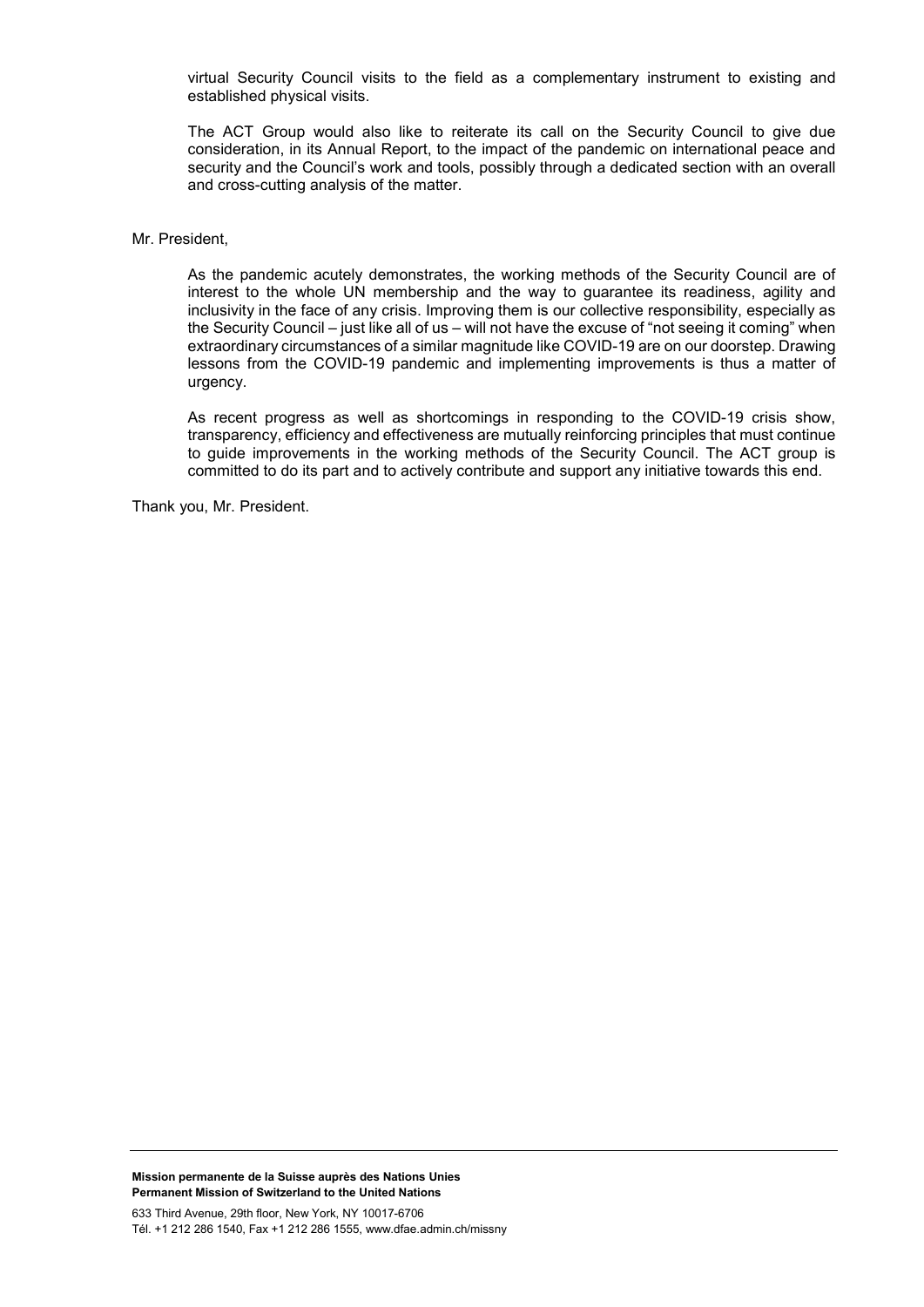virtual Security Council visits to the field as a complementary instrument to existing and established physical visits.

The ACT Group would also like to reiterate its call on the Security Council to give due consideration, in its Annual Report, to the impact of the pandemic on international peace and security and the Council's work and tools, possibly through a dedicated section with an overall and cross-cutting analysis of the matter.

Mr. President,

As the pandemic acutely demonstrates, the working methods of the Security Council are of interest to the whole UN membership and the way to guarantee its readiness, agility and inclusivity in the face of any crisis. Improving them is our collective responsibility, especially as the Security Council – just like all of us – will not have the excuse of "not seeing it coming" when extraordinary circumstances of a similar magnitude like COVID-19 are on our doorstep. Drawing lessons from the COVID-19 pandemic and implementing improvements is thus a matter of urgency.

As recent progress as well as shortcomings in responding to the COVID-19 crisis show, transparency, efficiency and effectiveness are mutually reinforcing principles that must continue to guide improvements in the working methods of the Security Council. The ACT group is committed to do its part and to actively contribute and support any initiative towards this end.

Thank you, Mr. President.